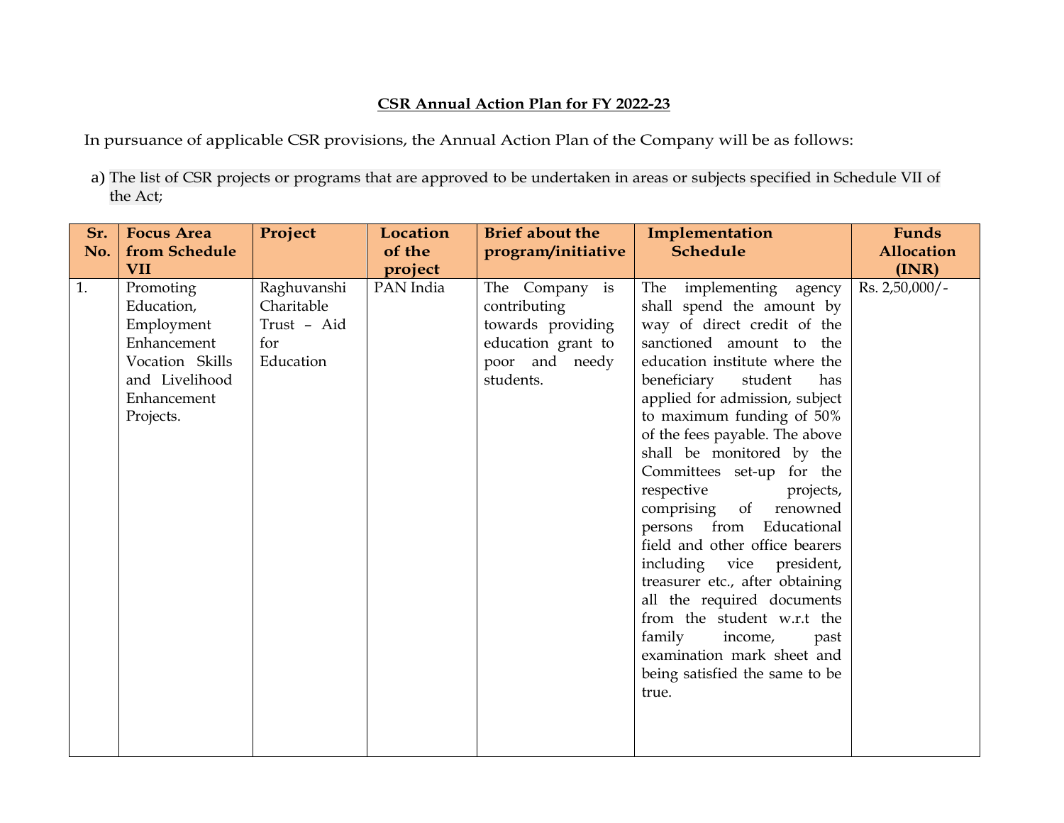**CSR Annual Action Plan for FY 2022-23**

In pursuance of applicable CSR provisions, the Annual Action Plan of the Company will be as follows:

a) The list of CSR projects or programs that are approved to be undertaken in areas or subjects specified in Schedule VII of the Act;

| Sr. No. | Focus Area from Schedule VII | Project | Location of the project | Brief about the program/initiative | Implementation Schedule | Funds Allocation (INR) |
|---|---|---|---|---|---|---|
| 1. | Promoting Education, Employment Enhancement Vocation Skills and Livelihood Enhancement Projects. | Raghuvanshi Charitable Trust – Aid for Education | PAN India | The Company is contributing towards providing education grant to poor and needy students. | The implementing agency shall spend the amount by way of direct credit of the sanctioned amount to the education institute where the beneficiary student has applied for admission, subject to maximum funding of 50% of the fees payable. The above shall be monitored by the Committees set-up for the respective projects, comprising of renowned persons from Educational field and other office bearers including vice president, treasurer etc., after obtaining all the required documents from the student w.r.t the family income, past examination mark sheet and being satisfied the same to be true. | Rs. 2,50,000/- |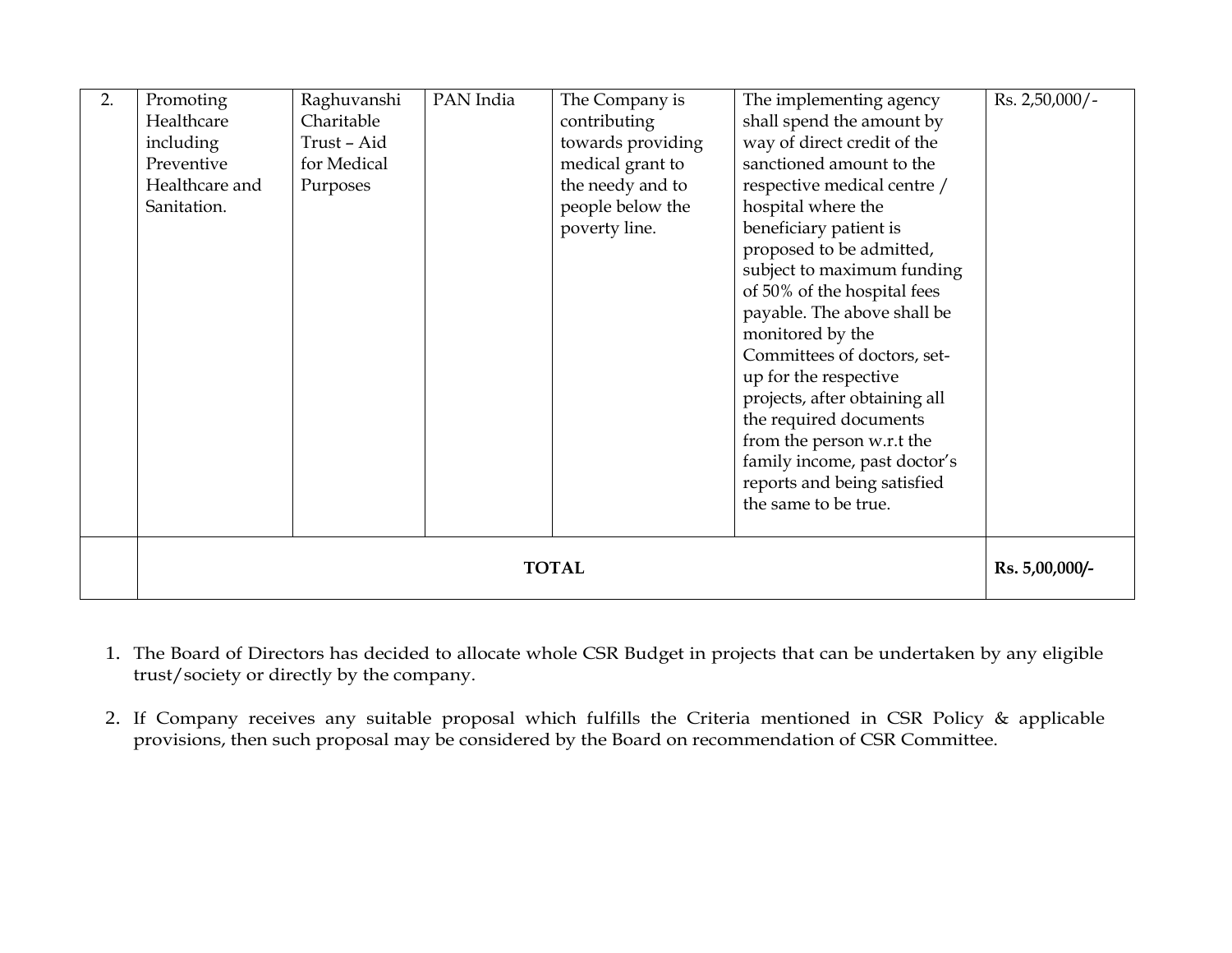| | | | | | | |
|---|---|---|---|---|---|---|
| 2. | Promoting Healthcare including Preventive Healthcare and Sanitation. | Raghuvanshi Charitable Trust – Aid for Medical Purposes | PAN India | The Company is contributing towards providing medical grant to the needy and to people below the poverty line. | The implementing agency shall spend the amount by way of direct credit of the sanctioned amount to the respective medical centre / hospital where the beneficiary patient is proposed to be admitted, subject to maximum funding of 50% of the hospital fees payable. The above shall be monitored by the Committees of doctors, set-up for the respective projects, after obtaining all the required documents from the person w.r.t the family income, past doctor's reports and being satisfied the same to be true. | Rs. 2,50,000/- |
| | **TOTAL** | | | | | **Rs. 5,00,000/-** |

1. The Board of Directors has decided to allocate whole CSR Budget in projects that can be undertaken by any eligible trust/society or directly by the company.

2. If Company receives any suitable proposal which fulfills the Criteria mentioned in CSR Policy & applicable provisions, then such proposal may be considered by the Board on recommendation of CSR Committee.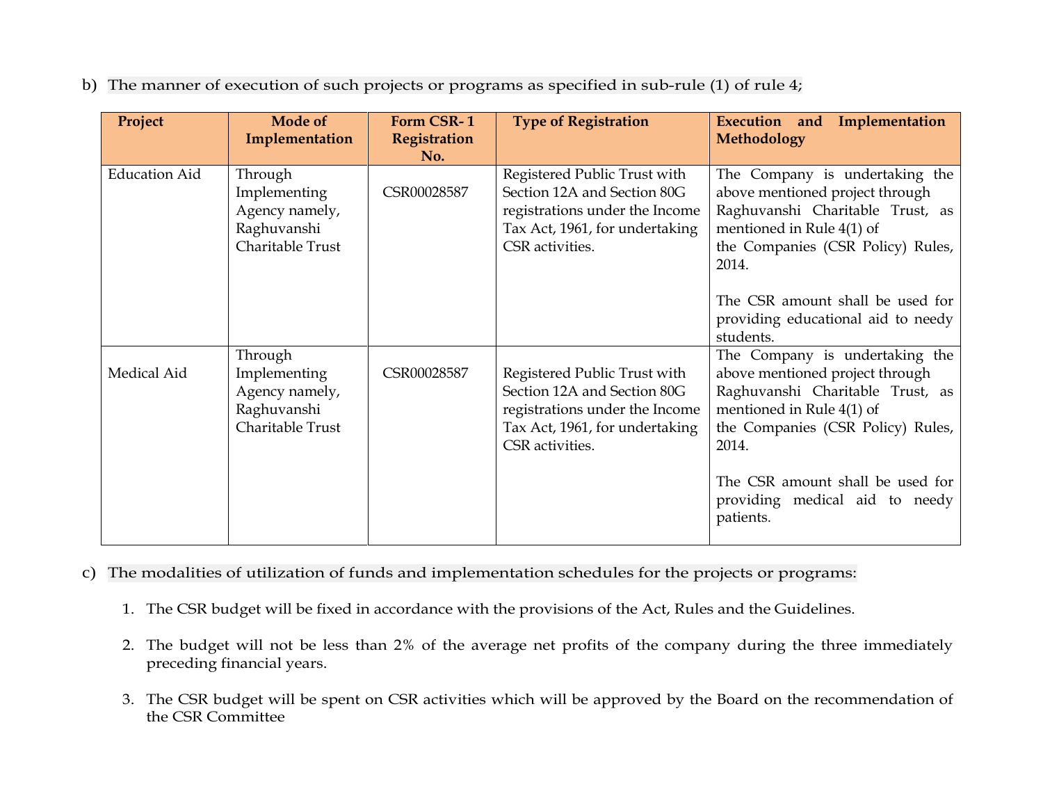b) The manner of execution of such projects or programs as specified in sub-rule (1) of rule 4;

| Project | Mode of Implementation | Form CSR- 1 Registration No. | Type of Registration | Execution and Implementation Methodology |
|---|---|---|---|---|
| Education Aid | Through Implementing Agency namely, Raghuvanshi Charitable Trust | CSR00028587 | Registered Public Trust with Section 12A and Section 80G registrations under the Income Tax Act, 1961, for undertaking CSR activities. | The Company is undertaking the above mentioned project through Raghuvanshi Charitable Trust, as mentioned in Rule 4(1) of the Companies (CSR Policy) Rules, 2014.<br><br>The CSR amount shall be used for providing educational aid to needy students. |
| Medical Aid | Through Implementing Agency namely, Raghuvanshi Charitable Trust | CSR00028587 | Registered Public Trust with Section 12A and Section 80G registrations under the Income Tax Act, 1961, for undertaking CSR activities. | The Company is undertaking the above mentioned project through Raghuvanshi Charitable Trust, as mentioned in Rule 4(1) of the Companies (CSR Policy) Rules, 2014.<br><br>The CSR amount shall be used for providing medical aid to needy patients. |

c) The modalities of utilization of funds and implementation schedules for the projects or programs:

1. The CSR budget will be fixed in accordance with the provisions of the Act, Rules and the Guidelines.

2. The budget will not be less than 2% of the average net profits of the company during the three immediately preceding financial years.

3. The CSR budget will be spent on CSR activities which will be approved by the Board on the recommendation of the CSR Committee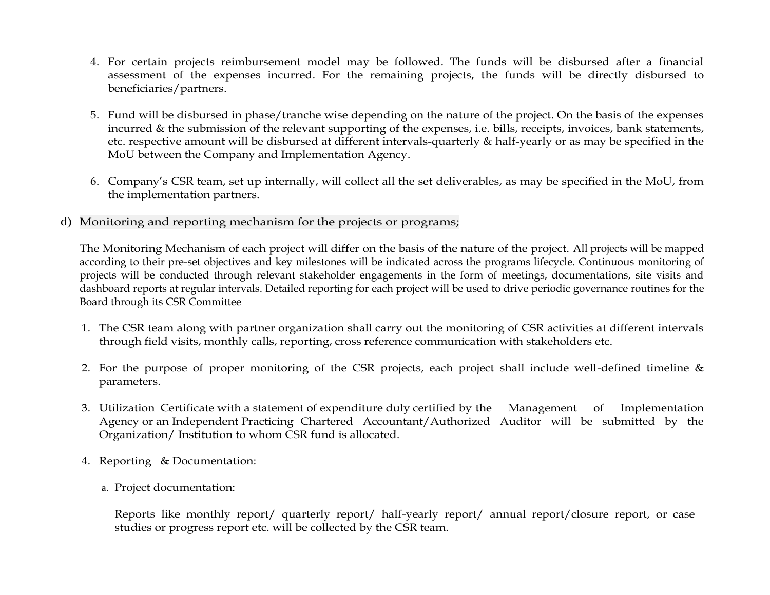4. For certain projects reimbursement model may be followed. The funds will be disbursed after a financial assessment of the expenses incurred. For the remaining projects, the funds will be directly disbursed to beneficiaries/partners.

5. Fund will be disbursed in phase/tranche wise depending on the nature of the project. On the basis of the expenses incurred & the submission of the relevant supporting of the expenses, i.e. bills, receipts, invoices, bank statements, etc. respective amount will be disbursed at different intervals-quarterly & half-yearly or as may be specified in the MoU between the Company and Implementation Agency.

6. Company's CSR team, set up internally, will collect all the set deliverables, as may be specified in the MoU, from the implementation partners.

d) Monitoring and reporting mechanism for the projects or programs;

The Monitoring Mechanism of each project will differ on the basis of the nature of the project. All projects will be mapped according to their pre-set objectives and key milestones will be indicated across the programs lifecycle. Continuous monitoring of projects will be conducted through relevant stakeholder engagements in the form of meetings, documentations, site visits and dashboard reports at regular intervals. Detailed reporting for each project will be used to drive periodic governance routines for the Board through its CSR Committee

1. The CSR team along with partner organization shall carry out the monitoring of CSR activities at different intervals through field visits, monthly calls, reporting, cross reference communication with stakeholders etc.

2. For the purpose of proper monitoring of the CSR projects, each project shall include well-defined timeline & parameters.

3. Utilization Certificate with a statement of expenditure duly certified by the Management of Implementation Agency or an Independent Practicing Chartered Accountant/Authorized Auditor will be submitted by the Organization/ Institution to whom CSR fund is allocated.

4. Reporting & Documentation:

   a. Project documentation:

      Reports like monthly report/ quarterly report/ half-yearly report/ annual report/closure report, or case studies or progress report etc. will be collected by the CSR team.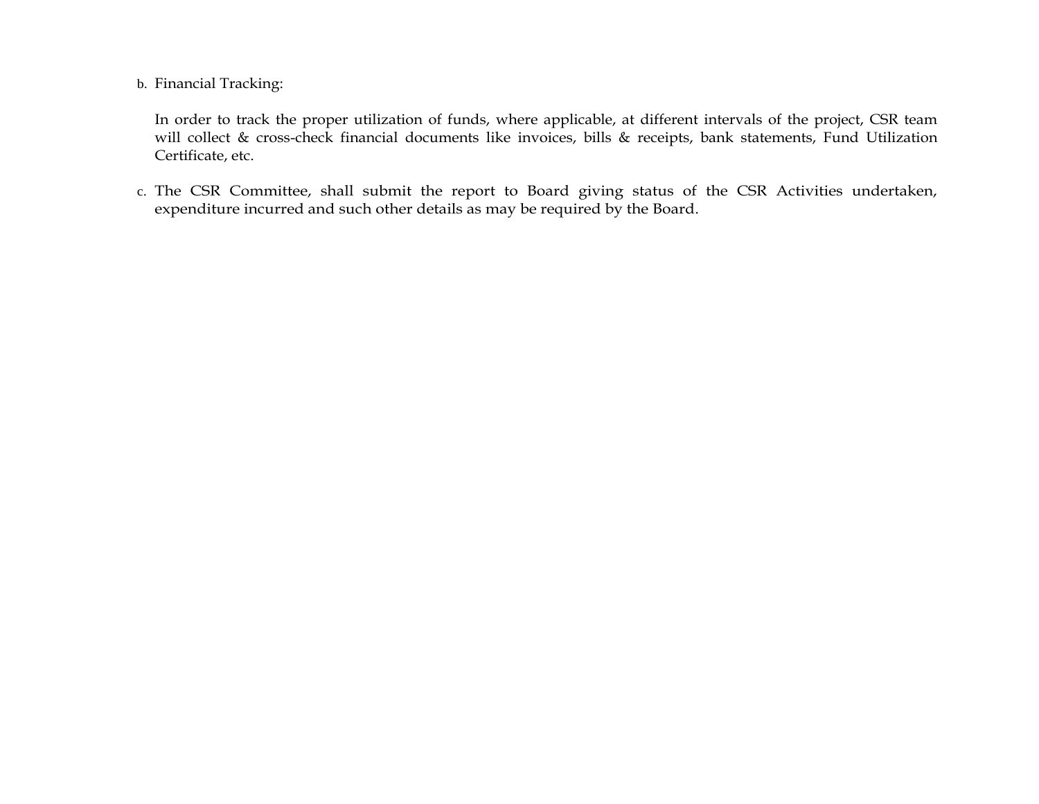b. Financial Tracking:

   In order to track the proper utilization of funds, where applicable, at different intervals of the project, CSR team will collect & cross-check financial documents like invoices, bills & receipts, bank statements, Fund Utilization Certificate, etc.

c. The CSR Committee, shall submit the report to Board giving status of the CSR Activities undertaken, expenditure incurred and such other details as may be required by the Board.